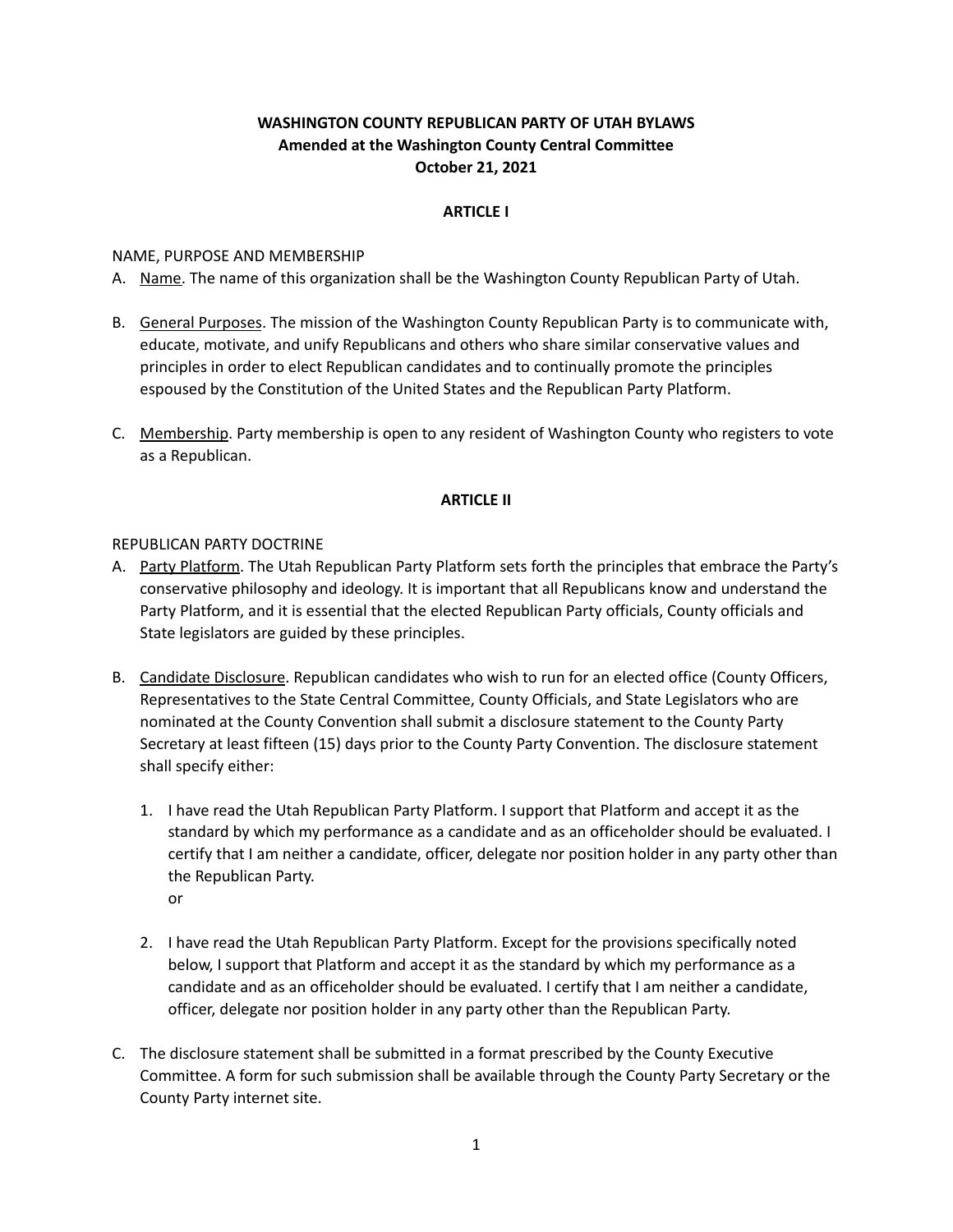**WASHINGTON COUNTY REPUBLICAN PARTY OF UTAH BYLAWS**
**Amended at the Washington County Central Committee**
**October 21, 2021**

## ARTICLE I

NAME, PURPOSE AND MEMBERSHIP

A. Name. The name of this organization shall be the Washington County Republican Party of Utah.

B. General Purposes. The mission of the Washington County Republican Party is to communicate with, educate, motivate, and unify Republicans and others who share similar conservative values and principles in order to elect Republican candidates and to continually promote the principles espoused by the Constitution of the United States and the Republican Party Platform.

C. Membership. Party membership is open to any resident of Washington County who registers to vote as a Republican.

## ARTICLE II

REPUBLICAN PARTY DOCTRINE

A. Party Platform. The Utah Republican Party Platform sets forth the principles that embrace the Party's conservative philosophy and ideology. It is important that all Republicans know and understand the Party Platform, and it is essential that the elected Republican Party officials, County officials and State legislators are guided by these principles.

B. Candidate Disclosure. Republican candidates who wish to run for an elected office (County Officers, Representatives to the State Central Committee, County Officials, and State Legislators who are nominated at the County Convention shall submit a disclosure statement to the County Party Secretary at least fifteen (15) days prior to the County Party Convention. The disclosure statement shall specify either:

   1. I have read the Utah Republican Party Platform. I support that Platform and accept it as the standard by which my performance as a candidate and as an officeholder should be evaluated. I certify that I am neither a candidate, officer, delegate nor position holder in any party other than the Republican Party.
      or

   2. I have read the Utah Republican Party Platform. Except for the provisions specifically noted below, I support that Platform and accept it as the standard by which my performance as a candidate and as an officeholder should be evaluated. I certify that I am neither a candidate, officer, delegate nor position holder in any party other than the Republican Party.

C. The disclosure statement shall be submitted in a format prescribed by the County Executive Committee. A form for such submission shall be available through the County Party Secretary or the County Party internet site.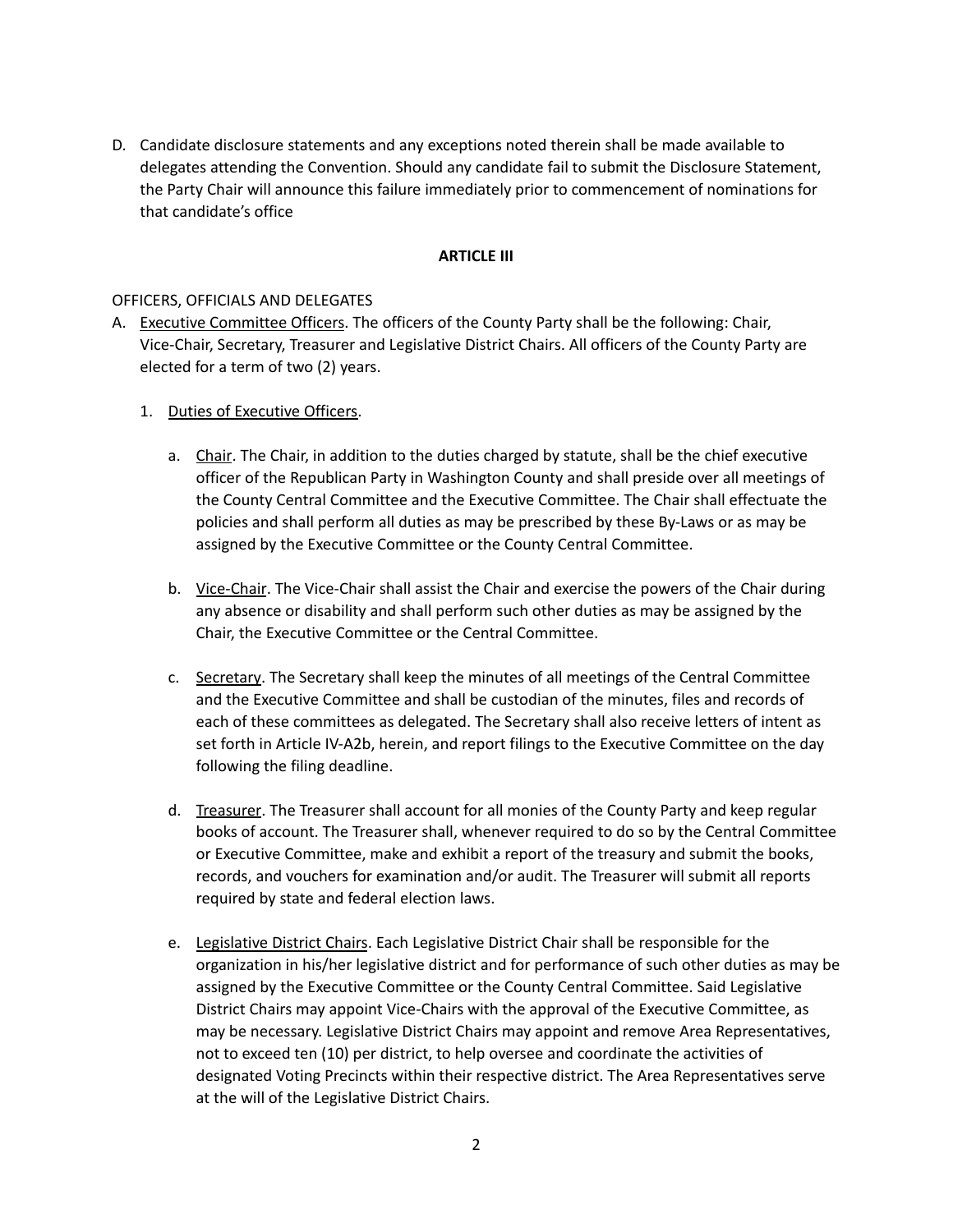D. Candidate disclosure statements and any exceptions noted therein shall be made available to delegates attending the Convention. Should any candidate fail to submit the Disclosure Statement, the Party Chair will announce this failure immediately prior to commencement of nominations for that candidate's office

**ARTICLE III**

OFFICERS, OFFICIALS AND DELEGATES

A. Executive Committee Officers. The officers of the County Party shall be the following: Chair, Vice-Chair, Secretary, Treasurer and Legislative District Chairs. All officers of the County Party are elected for a term of two (2) years.

   1. Duties of Executive Officers.

      a. Chair. The Chair, in addition to the duties charged by statute, shall be the chief executive officer of the Republican Party in Washington County and shall preside over all meetings of the County Central Committee and the Executive Committee. The Chair shall effectuate the policies and shall perform all duties as may be prescribed by these By-Laws or as may be assigned by the Executive Committee or the County Central Committee.

      b. Vice-Chair. The Vice-Chair shall assist the Chair and exercise the powers of the Chair during any absence or disability and shall perform such other duties as may be assigned by the Chair, the Executive Committee or the Central Committee.

      c. Secretary. The Secretary shall keep the minutes of all meetings of the Central Committee and the Executive Committee and shall be custodian of the minutes, files and records of each of these committees as delegated. The Secretary shall also receive letters of intent as set forth in Article IV-A2b, herein, and report filings to the Executive Committee on the day following the filing deadline.

      d. Treasurer. The Treasurer shall account for all monies of the County Party and keep regular books of account. The Treasurer shall, whenever required to do so by the Central Committee or Executive Committee, make and exhibit a report of the treasury and submit the books, records, and vouchers for examination and/or audit. The Treasurer will submit all reports required by state and federal election laws.

      e. Legislative District Chairs. Each Legislative District Chair shall be responsible for the organization in his/her legislative district and for performance of such other duties as may be assigned by the Executive Committee or the County Central Committee. Said Legislative District Chairs may appoint Vice-Chairs with the approval of the Executive Committee, as may be necessary. Legislative District Chairs may appoint and remove Area Representatives, not to exceed ten (10) per district, to help oversee and coordinate the activities of designated Voting Precincts within their respective district. The Area Representatives serve at the will of the Legislative District Chairs.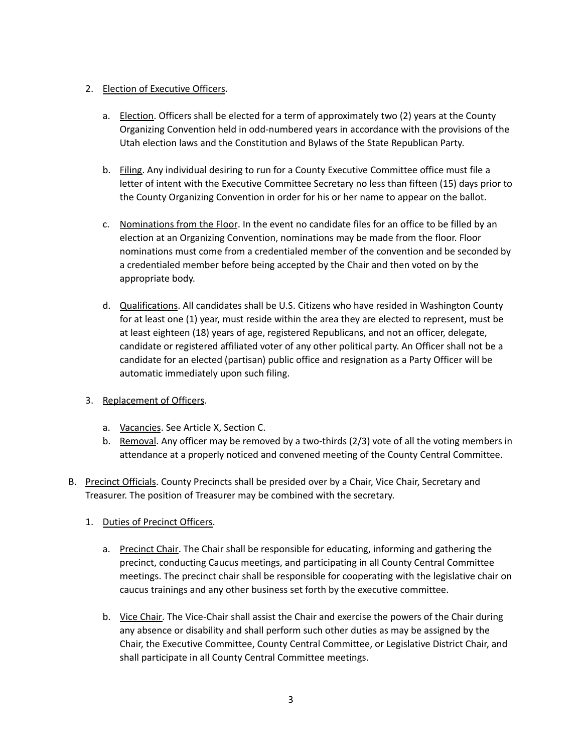2. <u>Election of Executive Officers</u>.

    a. <u>Election</u>. Officers shall be elected for a term of approximately two (2) years at the County Organizing Convention held in odd-numbered years in accordance with the provisions of the Utah election laws and the Constitution and Bylaws of the State Republican Party.

    b. <u>Filing</u>. Any individual desiring to run for a County Executive Committee office must file a letter of intent with the Executive Committee Secretary no less than fifteen (15) days prior to the County Organizing Convention in order for his or her name to appear on the ballot.

    c. <u>Nominations from the Floor</u>. In the event no candidate files for an office to be filled by an election at an Organizing Convention, nominations may be made from the floor. Floor nominations must come from a credentialed member of the convention and be seconded by a credentialed member before being accepted by the Chair and then voted on by the appropriate body.

    d. <u>Qualifications</u>. All candidates shall be U.S. Citizens who have resided in Washington County for at least one (1) year, must reside within the area they are elected to represent, must be at least eighteen (18) years of age, registered Republicans, and not an officer, delegate, candidate or registered affiliated voter of any other political party. An Officer shall not be a candidate for an elected (partisan) public office and resignation as a Party Officer will be automatic immediately upon such filing.

3. <u>Replacement of Officers</u>.

    a. <u>Vacancies</u>. See Article X, Section C.
    b. <u>Removal</u>. Any officer may be removed by a two-thirds (2/3) vote of all the voting members in attendance at a properly noticed and convened meeting of the County Central Committee.

B. <u>Precinct Officials</u>. County Precincts shall be presided over by a Chair, Vice Chair, Secretary and Treasurer. The position of Treasurer may be combined with the secretary.

1. <u>Duties of Precinct Officers</u>.

    a. <u>Precinct Chair</u>. The Chair shall be responsible for educating, informing and gathering the precinct, conducting Caucus meetings, and participating in all County Central Committee meetings. The precinct chair shall be responsible for cooperating with the legislative chair on caucus trainings and any other business set forth by the executive committee.

    b. <u>Vice Chair</u>. The Vice-Chair shall assist the Chair and exercise the powers of the Chair during any absence or disability and shall perform such other duties as may be assigned by the Chair, the Executive Committee, County Central Committee, or Legislative District Chair, and shall participate in all County Central Committee meetings.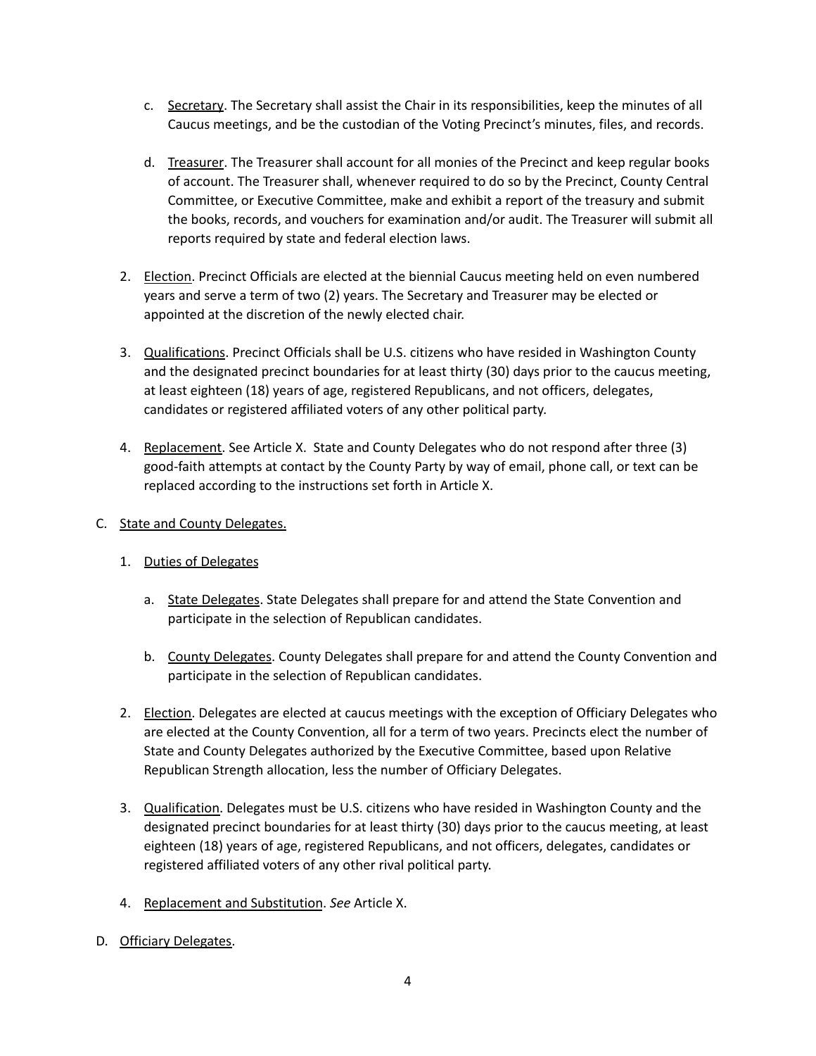c. Secretary. The Secretary shall assist the Chair in its responsibilities, keep the minutes of all Caucus meetings, and be the custodian of the Voting Precinct's minutes, files, and records.

   d. Treasurer. The Treasurer shall account for all monies of the Precinct and keep regular books of account. The Treasurer shall, whenever required to do so by the Precinct, County Central Committee, or Executive Committee, make and exhibit a report of the treasury and submit the books, records, and vouchers for examination and/or audit. The Treasurer will submit all reports required by state and federal election laws.

2. Election. Precinct Officials are elected at the biennial Caucus meeting held on even numbered years and serve a term of two (2) years. The Secretary and Treasurer may be elected or appointed at the discretion of the newly elected chair.

3. Qualifications. Precinct Officials shall be U.S. citizens who have resided in Washington County and the designated precinct boundaries for at least thirty (30) days prior to the caucus meeting, at least eighteen (18) years of age, registered Republicans, and not officers, delegates, candidates or registered affiliated voters of any other political party.

4. Replacement. See Article X. State and County Delegates who do not respond after three (3) good-faith attempts at contact by the County Party by way of email, phone call, or text can be replaced according to the instructions set forth in Article X.

C. State and County Delegates.

1. Duties of Delegates

   a. State Delegates. State Delegates shall prepare for and attend the State Convention and participate in the selection of Republican candidates.

   b. County Delegates. County Delegates shall prepare for and attend the County Convention and participate in the selection of Republican candidates.

2. Election. Delegates are elected at caucus meetings with the exception of Officiary Delegates who are elected at the County Convention, all for a term of two years. Precincts elect the number of State and County Delegates authorized by the Executive Committee, based upon Relative Republican Strength allocation, less the number of Officiary Delegates.

3. Qualification. Delegates must be U.S. citizens who have resided in Washington County and the designated precinct boundaries for at least thirty (30) days prior to the caucus meeting, at least eighteen (18) years of age, registered Republicans, and not officers, delegates, candidates or registered affiliated voters of any other rival political party.

4. Replacement and Substitution. *See* Article X.

D. Officiary Delegates.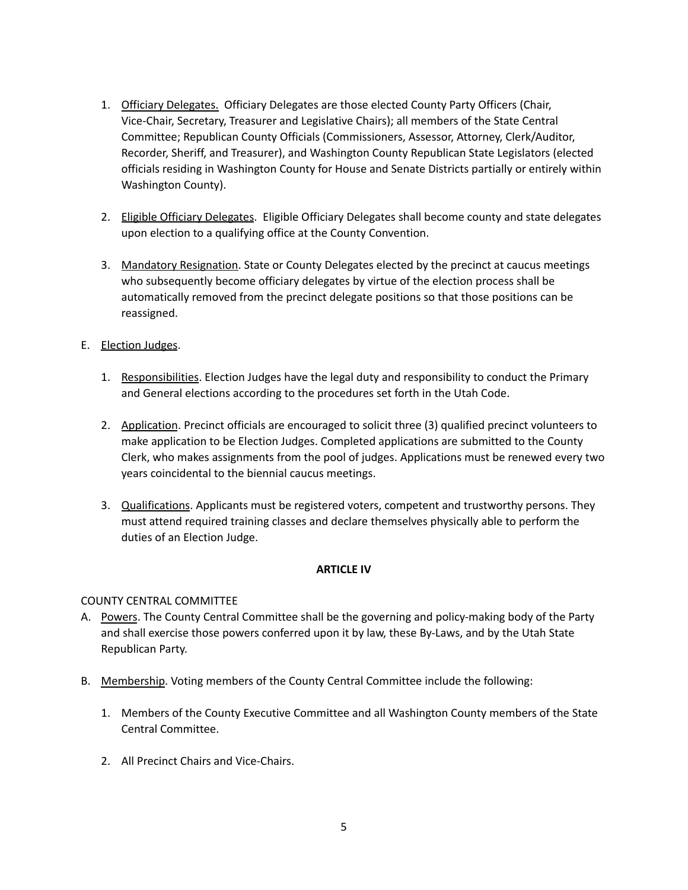1. Officiary Delegates. Officiary Delegates are those elected County Party Officers (Chair, Vice-Chair, Secretary, Treasurer and Legislative Chairs); all members of the State Central Committee; Republican County Officials (Commissioners, Assessor, Attorney, Clerk/Auditor, Recorder, Sheriff, and Treasurer), and Washington County Republican State Legislators (elected officials residing in Washington County for House and Senate Districts partially or entirely within Washington County).

2. Eligible Officiary Delegates. Eligible Officiary Delegates shall become county and state delegates upon election to a qualifying office at the County Convention.

3. Mandatory Resignation. State or County Delegates elected by the precinct at caucus meetings who subsequently become officiary delegates by virtue of the election process shall be automatically removed from the precinct delegate positions so that those positions can be reassigned.

E. Election Judges.

1. Responsibilities. Election Judges have the legal duty and responsibility to conduct the Primary and General elections according to the procedures set forth in the Utah Code.

2. Application. Precinct officials are encouraged to solicit three (3) qualified precinct volunteers to make application to be Election Judges. Completed applications are submitted to the County Clerk, who makes assignments from the pool of judges. Applications must be renewed every two years coincidental to the biennial caucus meetings.

3. Qualifications. Applicants must be registered voters, competent and trustworthy persons. They must attend required training classes and declare themselves physically able to perform the duties of an Election Judge.

## ARTICLE IV

COUNTY CENTRAL COMMITTEE

A. Powers. The County Central Committee shall be the governing and policy-making body of the Party and shall exercise those powers conferred upon it by law, these By-Laws, and by the Utah State Republican Party.

B. Membership. Voting members of the County Central Committee include the following:

1. Members of the County Executive Committee and all Washington County members of the State Central Committee.

2. All Precinct Chairs and Vice-Chairs.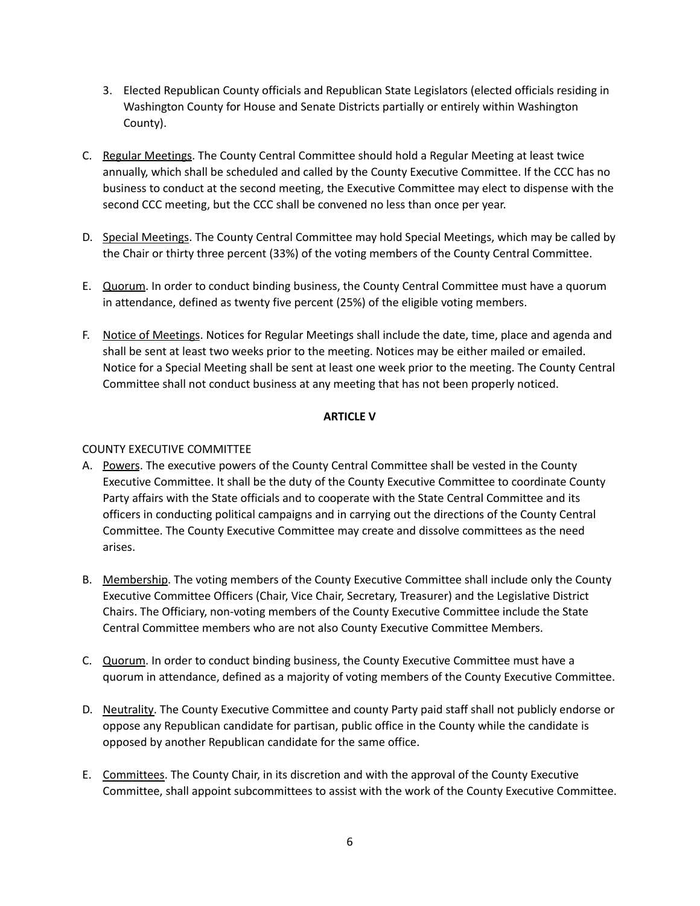3. Elected Republican County officials and Republican State Legislators (elected officials residing in Washington County for House and Senate Districts partially or entirely within Washington County).

C. Regular Meetings. The County Central Committee should hold a Regular Meeting at least twice annually, which shall be scheduled and called by the County Executive Committee. If the CCC has no business to conduct at the second meeting, the Executive Committee may elect to dispense with the second CCC meeting, but the CCC shall be convened no less than once per year.

D. Special Meetings. The County Central Committee may hold Special Meetings, which may be called by the Chair or thirty three percent (33%) of the voting members of the County Central Committee.

E. Quorum. In order to conduct binding business, the County Central Committee must have a quorum in attendance, defined as twenty five percent (25%) of the eligible voting members.

F. Notice of Meetings. Notices for Regular Meetings shall include the date, time, place and agenda and shall be sent at least two weeks prior to the meeting. Notices may be either mailed or emailed. Notice for a Special Meeting shall be sent at least one week prior to the meeting. The County Central Committee shall not conduct business at any meeting that has not been properly noticed.

## ARTICLE V

COUNTY EXECUTIVE COMMITTEE

A. Powers. The executive powers of the County Central Committee shall be vested in the County Executive Committee. It shall be the duty of the County Executive Committee to coordinate County Party affairs with the State officials and to cooperate with the State Central Committee and its officers in conducting political campaigns and in carrying out the directions of the County Central Committee. The County Executive Committee may create and dissolve committees as the need arises.

B. Membership. The voting members of the County Executive Committee shall include only the County Executive Committee Officers (Chair, Vice Chair, Secretary, Treasurer) and the Legislative District Chairs. The Officiary, non-voting members of the County Executive Committee include the State Central Committee members who are not also County Executive Committee Members.

C. Quorum. In order to conduct binding business, the County Executive Committee must have a quorum in attendance, defined as a majority of voting members of the County Executive Committee.

D. Neutrality. The County Executive Committee and county Party paid staff shall not publicly endorse or oppose any Republican candidate for partisan, public office in the County while the candidate is opposed by another Republican candidate for the same office.

E. Committees. The County Chair, in its discretion and with the approval of the County Executive Committee, shall appoint subcommittees to assist with the work of the County Executive Committee.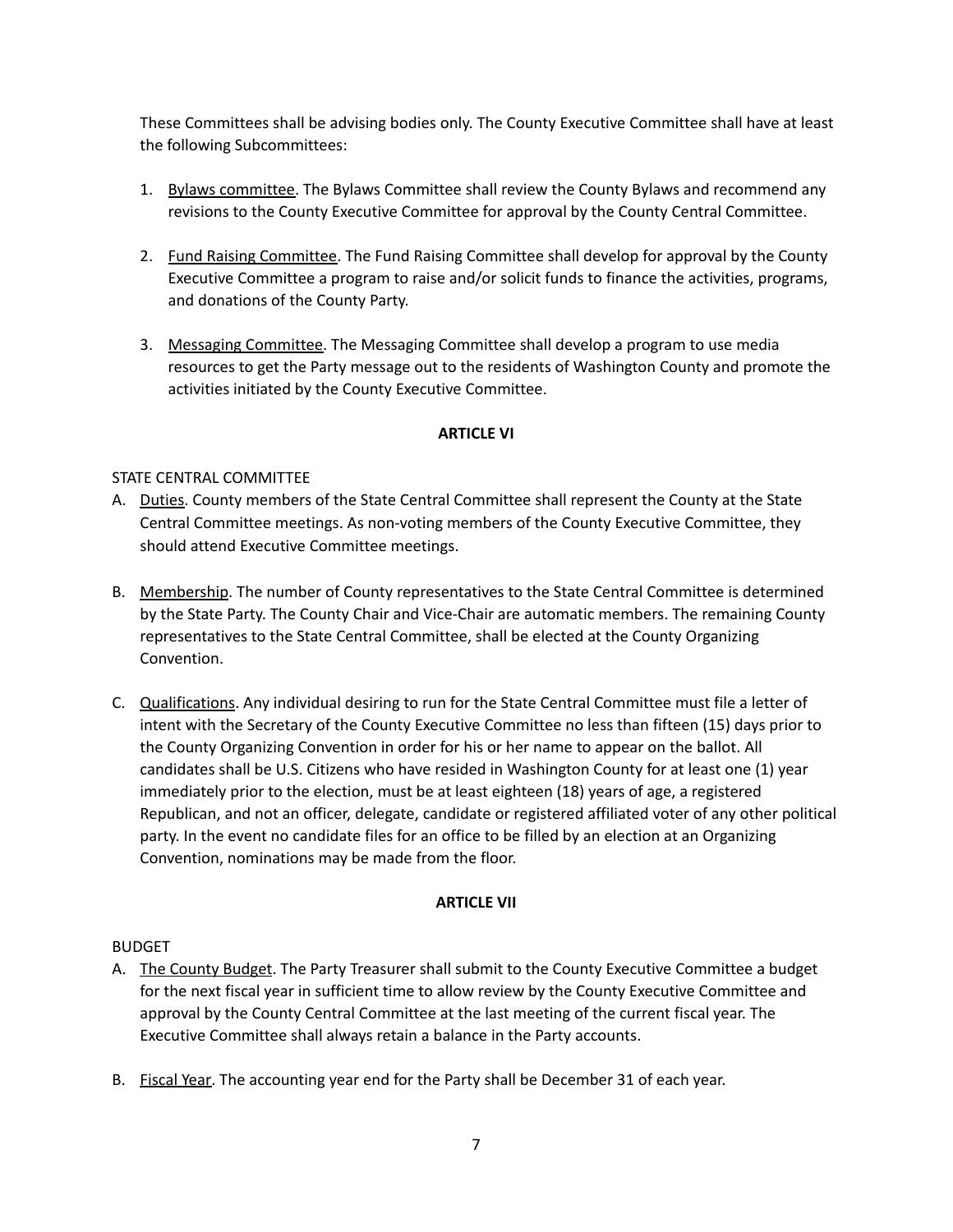These Committees shall be advising bodies only. The County Executive Committee shall have at least the following Subcommittees:

1. Bylaws committee. The Bylaws Committee shall review the County Bylaws and recommend any revisions to the County Executive Committee for approval by the County Central Committee.

2. Fund Raising Committee. The Fund Raising Committee shall develop for approval by the County Executive Committee a program to raise and/or solicit funds to finance the activities, programs, and donations of the County Party.

3. Messaging Committee. The Messaging Committee shall develop a program to use media resources to get the Party message out to the residents of Washington County and promote the activities initiated by the County Executive Committee.

**ARTICLE VI**

STATE CENTRAL COMMITTEE

A. Duties. County members of the State Central Committee shall represent the County at the State Central Committee meetings. As non-voting members of the County Executive Committee, they should attend Executive Committee meetings.

B. Membership. The number of County representatives to the State Central Committee is determined by the State Party. The County Chair and Vice-Chair are automatic members. The remaining County representatives to the State Central Committee, shall be elected at the County Organizing Convention.

C. Qualifications. Any individual desiring to run for the State Central Committee must file a letter of intent with the Secretary of the County Executive Committee no less than fifteen (15) days prior to the County Organizing Convention in order for his or her name to appear on the ballot. All candidates shall be U.S. Citizens who have resided in Washington County for at least one (1) year immediately prior to the election, must be at least eighteen (18) years of age, a registered Republican, and not an officer, delegate, candidate or registered affiliated voter of any other political party. In the event no candidate files for an office to be filled by an election at an Organizing Convention, nominations may be made from the floor.

**ARTICLE VII**

BUDGET

A. The County Budget. The Party Treasurer shall submit to the County Executive Committee a budget for the next fiscal year in sufficient time to allow review by the County Executive Committee and approval by the County Central Committee at the last meeting of the current fiscal year. The Executive Committee shall always retain a balance in the Party accounts.

B. Fiscal Year. The accounting year end for the Party shall be December 31 of each year.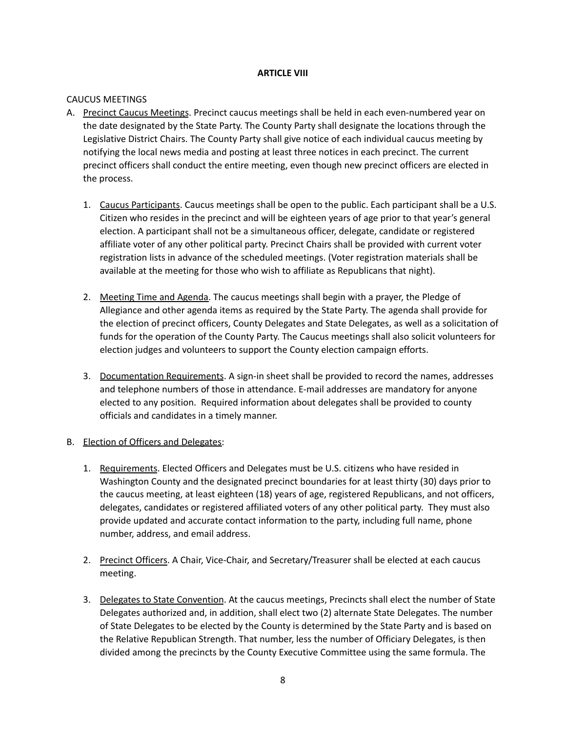## ARTICLE VIII

CAUCUS MEETINGS

A. <u>Precinct Caucus Meetings</u>. Precinct caucus meetings shall be held in each even-numbered year on the date designated by the State Party. The County Party shall designate the locations through the Legislative District Chairs. The County Party shall give notice of each individual caucus meeting by notifying the local news media and posting at least three notices in each precinct. The current precinct officers shall conduct the entire meeting, even though new precinct officers are elected in the process.

   1. <u>Caucus Participants</u>. Caucus meetings shall be open to the public. Each participant shall be a U.S. Citizen who resides in the precinct and will be eighteen years of age prior to that year's general election. A participant shall not be a simultaneous officer, delegate, candidate or registered affiliate voter of any other political party. Precinct Chairs shall be provided with current voter registration lists in advance of the scheduled meetings. (Voter registration materials shall be available at the meeting for those who wish to affiliate as Republicans that night).

   2. <u>Meeting Time and Agenda</u>. The caucus meetings shall begin with a prayer, the Pledge of Allegiance and other agenda items as required by the State Party. The agenda shall provide for the election of precinct officers, County Delegates and State Delegates, as well as a solicitation of funds for the operation of the County Party. The Caucus meetings shall also solicit volunteers for election judges and volunteers to support the County election campaign efforts.

   3. <u>Documentation Requirements</u>. A sign-in sheet shall be provided to record the names, addresses and telephone numbers of those in attendance. E-mail addresses are mandatory for anyone elected to any position. Required information about delegates shall be provided to county officials and candidates in a timely manner.

B. <u>Election of Officers and Delegates</u>:

   1. <u>Requirements</u>. Elected Officers and Delegates must be U.S. citizens who have resided in Washington County and the designated precinct boundaries for at least thirty (30) days prior to the caucus meeting, at least eighteen (18) years of age, registered Republicans, and not officers, delegates, candidates or registered affiliated voters of any other political party. They must also provide updated and accurate contact information to the party, including full name, phone number, address, and email address.

   2. <u>Precinct Officers</u>. A Chair, Vice-Chair, and Secretary/Treasurer shall be elected at each caucus meeting.

   3. <u>Delegates to State Convention</u>. At the caucus meetings, Precincts shall elect the number of State Delegates authorized and, in addition, shall elect two (2) alternate State Delegates. The number of State Delegates to be elected by the County is determined by the State Party and is based on the Relative Republican Strength. That number, less the number of Officiary Delegates, is then divided among the precincts by the County Executive Committee using the same formula. The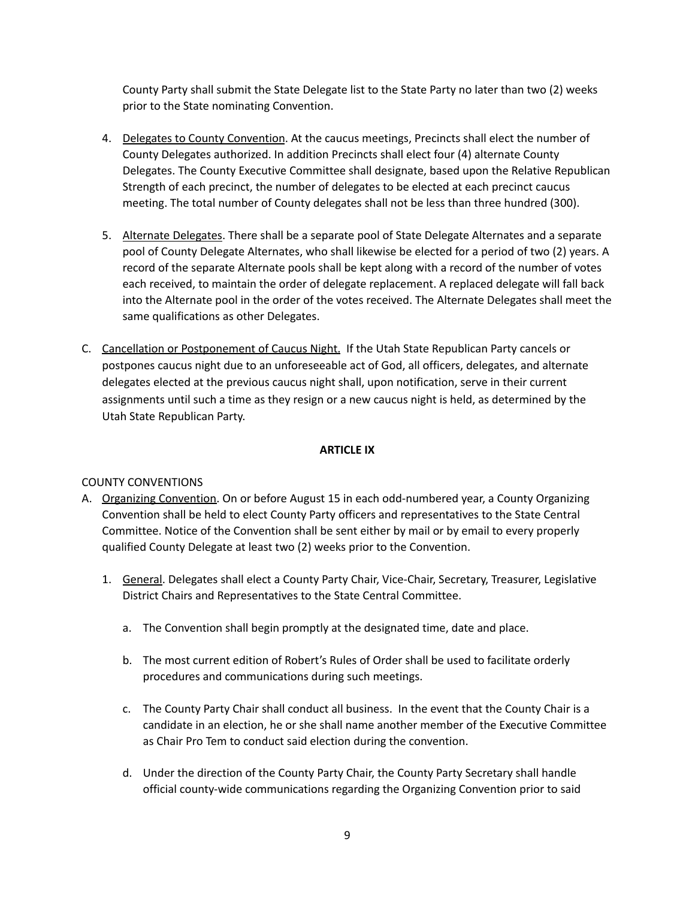County Party shall submit the State Delegate list to the State Party no later than two (2) weeks prior to the State nominating Convention.

4. Delegates to County Convention. At the caucus meetings, Precincts shall elect the number of County Delegates authorized. In addition Precincts shall elect four (4) alternate County Delegates. The County Executive Committee shall designate, based upon the Relative Republican Strength of each precinct, the number of delegates to be elected at each precinct caucus meeting. The total number of County delegates shall not be less than three hundred (300).

5. Alternate Delegates. There shall be a separate pool of State Delegate Alternates and a separate pool of County Delegate Alternates, who shall likewise be elected for a period of two (2) years. A record of the separate Alternate pools shall be kept along with a record of the number of votes each received, to maintain the order of delegate replacement. A replaced delegate will fall back into the Alternate pool in the order of the votes received. The Alternate Delegates shall meet the same qualifications as other Delegates.

C. Cancellation or Postponement of Caucus Night. If the Utah State Republican Party cancels or postpones caucus night due to an unforeseeable act of God, all officers, delegates, and alternate delegates elected at the previous caucus night shall, upon notification, serve in their current assignments until such a time as they resign or a new caucus night is held, as determined by the Utah State Republican Party.

## ARTICLE IX

COUNTY CONVENTIONS

A. Organizing Convention. On or before August 15 in each odd-numbered year, a County Organizing Convention shall be held to elect County Party officers and representatives to the State Central Committee. Notice of the Convention shall be sent either by mail or by email to every properly qualified County Delegate at least two (2) weeks prior to the Convention.

   1. General. Delegates shall elect a County Party Chair, Vice-Chair, Secretary, Treasurer, Legislative District Chairs and Representatives to the State Central Committee.

      a. The Convention shall begin promptly at the designated time, date and place.

      b. The most current edition of Robert's Rules of Order shall be used to facilitate orderly procedures and communications during such meetings.

      c. The County Party Chair shall conduct all business. In the event that the County Chair is a candidate in an election, he or she shall name another member of the Executive Committee as Chair Pro Tem to conduct said election during the convention.

      d. Under the direction of the County Party Chair, the County Party Secretary shall handle official county-wide communications regarding the Organizing Convention prior to said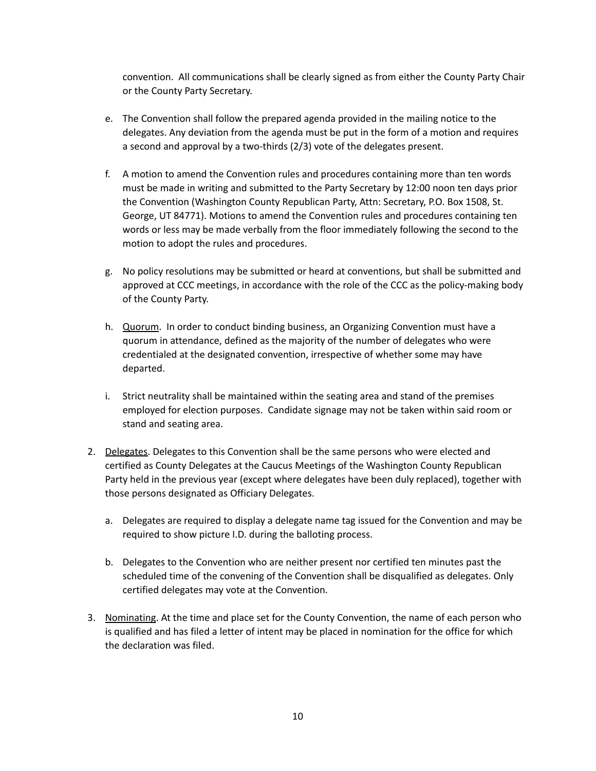convention. All communications shall be clearly signed as from either the County Party Chair or the County Party Secretary.

e. The Convention shall follow the prepared agenda provided in the mailing notice to the delegates. Any deviation from the agenda must be put in the form of a motion and requires a second and approval by a two-thirds (2/3) vote of the delegates present.

f. A motion to amend the Convention rules and procedures containing more than ten words must be made in writing and submitted to the Party Secretary by 12:00 noon ten days prior the Convention (Washington County Republican Party, Attn: Secretary, P.O. Box 1508, St. George, UT 84771). Motions to amend the Convention rules and procedures containing ten words or less may be made verbally from the floor immediately following the second to the motion to adopt the rules and procedures.

g. No policy resolutions may be submitted or heard at conventions, but shall be submitted and approved at CCC meetings, in accordance with the role of the CCC as the policy-making body of the County Party.

h. <u>Quorum</u>. In order to conduct binding business, an Organizing Convention must have a quorum in attendance, defined as the majority of the number of delegates who were credentialed at the designated convention, irrespective of whether some may have departed.

i. Strict neutrality shall be maintained within the seating area and stand of the premises employed for election purposes. Candidate signage may not be taken within said room or stand and seating area.

2. <u>Delegates</u>. Delegates to this Convention shall be the same persons who were elected and certified as County Delegates at the Caucus Meetings of the Washington County Republican Party held in the previous year (except where delegates have been duly replaced), together with those persons designated as Officiary Delegates.

   a. Delegates are required to display a delegate name tag issued for the Convention and may be required to show picture I.D. during the balloting process.

   b. Delegates to the Convention who are neither present nor certified ten minutes past the scheduled time of the convening of the Convention shall be disqualified as delegates. Only certified delegates may vote at the Convention.

3. <u>Nominating</u>. At the time and place set for the County Convention, the name of each person who is qualified and has filed a letter of intent may be placed in nomination for the office for which the declaration was filed.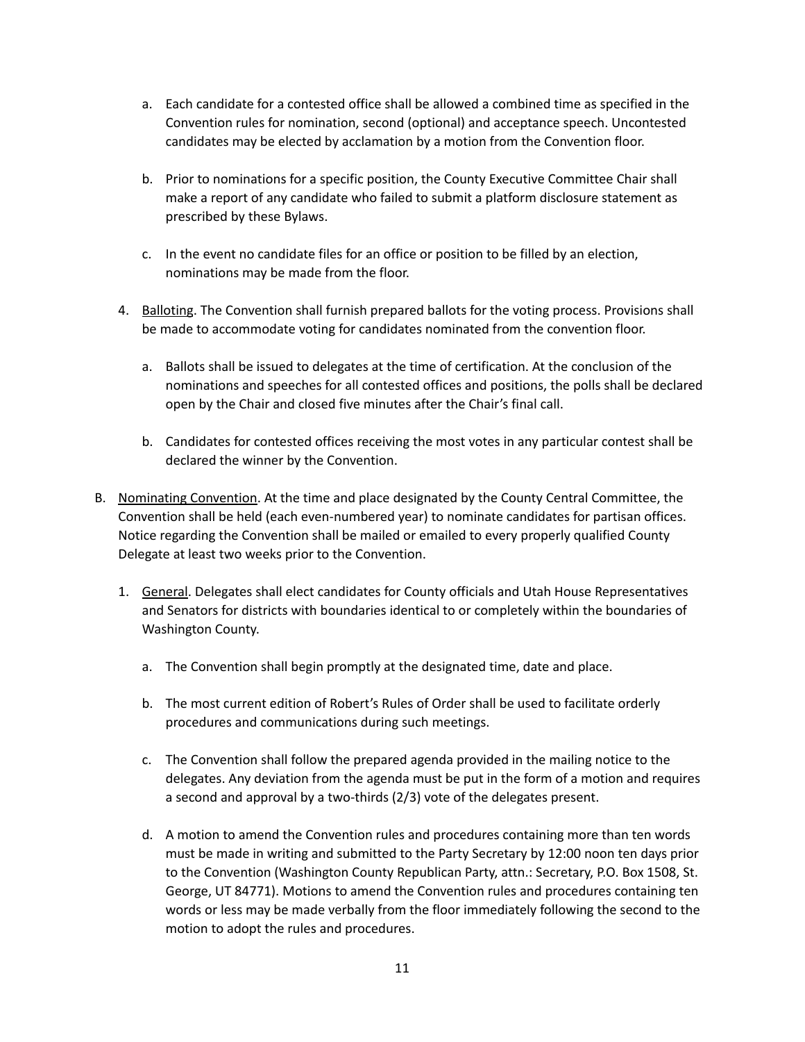a. Each candidate for a contested office shall be allowed a combined time as specified in the Convention rules for nomination, second (optional) and acceptance speech. Uncontested candidates may be elected by acclamation by a motion from the Convention floor.

   b. Prior to nominations for a specific position, the County Executive Committee Chair shall make a report of any candidate who failed to submit a platform disclosure statement as prescribed by these Bylaws.

   c. In the event no candidate files for an office or position to be filled by an election, nominations may be made from the floor.

4. <u>Balloting</u>. The Convention shall furnish prepared ballots for the voting process. Provisions shall be made to accommodate voting for candidates nominated from the convention floor.

   a. Ballots shall be issued to delegates at the time of certification. At the conclusion of the nominations and speeches for all contested offices and positions, the polls shall be declared open by the Chair and closed five minutes after the Chair's final call.

   b. Candidates for contested offices receiving the most votes in any particular contest shall be declared the winner by the Convention.

B. <u>Nominating Convention</u>. At the time and place designated by the County Central Committee, the Convention shall be held (each even-numbered year) to nominate candidates for partisan offices. Notice regarding the Convention shall be mailed or emailed to every properly qualified County Delegate at least two weeks prior to the Convention.

1. <u>General</u>. Delegates shall elect candidates for County officials and Utah House Representatives and Senators for districts with boundaries identical to or completely within the boundaries of Washington County.

   a. The Convention shall begin promptly at the designated time, date and place.

   b. The most current edition of Robert's Rules of Order shall be used to facilitate orderly procedures and communications during such meetings.

   c. The Convention shall follow the prepared agenda provided in the mailing notice to the delegates. Any deviation from the agenda must be put in the form of a motion and requires a second and approval by a two-thirds (2/3) vote of the delegates present.

   d. A motion to amend the Convention rules and procedures containing more than ten words must be made in writing and submitted to the Party Secretary by 12:00 noon ten days prior to the Convention (Washington County Republican Party, attn.: Secretary, P.O. Box 1508, St. George, UT 84771). Motions to amend the Convention rules and procedures containing ten words or less may be made verbally from the floor immediately following the second to the motion to adopt the rules and procedures.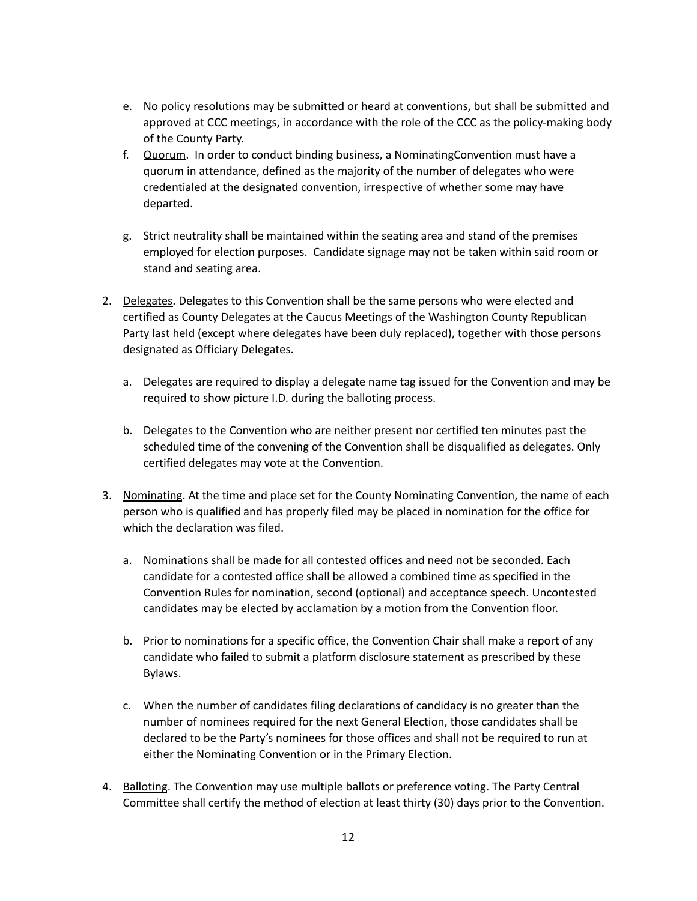e. No policy resolutions may be submitted or heard at conventions, but shall be submitted and approved at CCC meetings, in accordance with the role of the CCC as the policy-making body of the County Party.

f. Quorum. In order to conduct binding business, a NominatingConvention must have a quorum in attendance, defined as the majority of the number of delegates who were credentialed at the designated convention, irrespective of whether some may have departed.

g. Strict neutrality shall be maintained within the seating area and stand of the premises employed for election purposes. Candidate signage may not be taken within said room or stand and seating area.

2. Delegates. Delegates to this Convention shall be the same persons who were elected and certified as County Delegates at the Caucus Meetings of the Washington County Republican Party last held (except where delegates have been duly replaced), together with those persons designated as Officiary Delegates.

   a. Delegates are required to display a delegate name tag issued for the Convention and may be required to show picture I.D. during the balloting process.

   b. Delegates to the Convention who are neither present nor certified ten minutes past the scheduled time of the convening of the Convention shall be disqualified as delegates. Only certified delegates may vote at the Convention.

3. Nominating. At the time and place set for the County Nominating Convention, the name of each person who is qualified and has properly filed may be placed in nomination for the office for which the declaration was filed.

   a. Nominations shall be made for all contested offices and need not be seconded. Each candidate for a contested office shall be allowed a combined time as specified in the Convention Rules for nomination, second (optional) and acceptance speech. Uncontested candidates may be elected by acclamation by a motion from the Convention floor.

   b. Prior to nominations for a specific office, the Convention Chair shall make a report of any candidate who failed to submit a platform disclosure statement as prescribed by these Bylaws.

   c. When the number of candidates filing declarations of candidacy is no greater than the number of nominees required for the next General Election, those candidates shall be declared to be the Party's nominees for those offices and shall not be required to run at either the Nominating Convention or in the Primary Election.

4. Balloting. The Convention may use multiple ballots or preference voting. The Party Central Committee shall certify the method of election at least thirty (30) days prior to the Convention.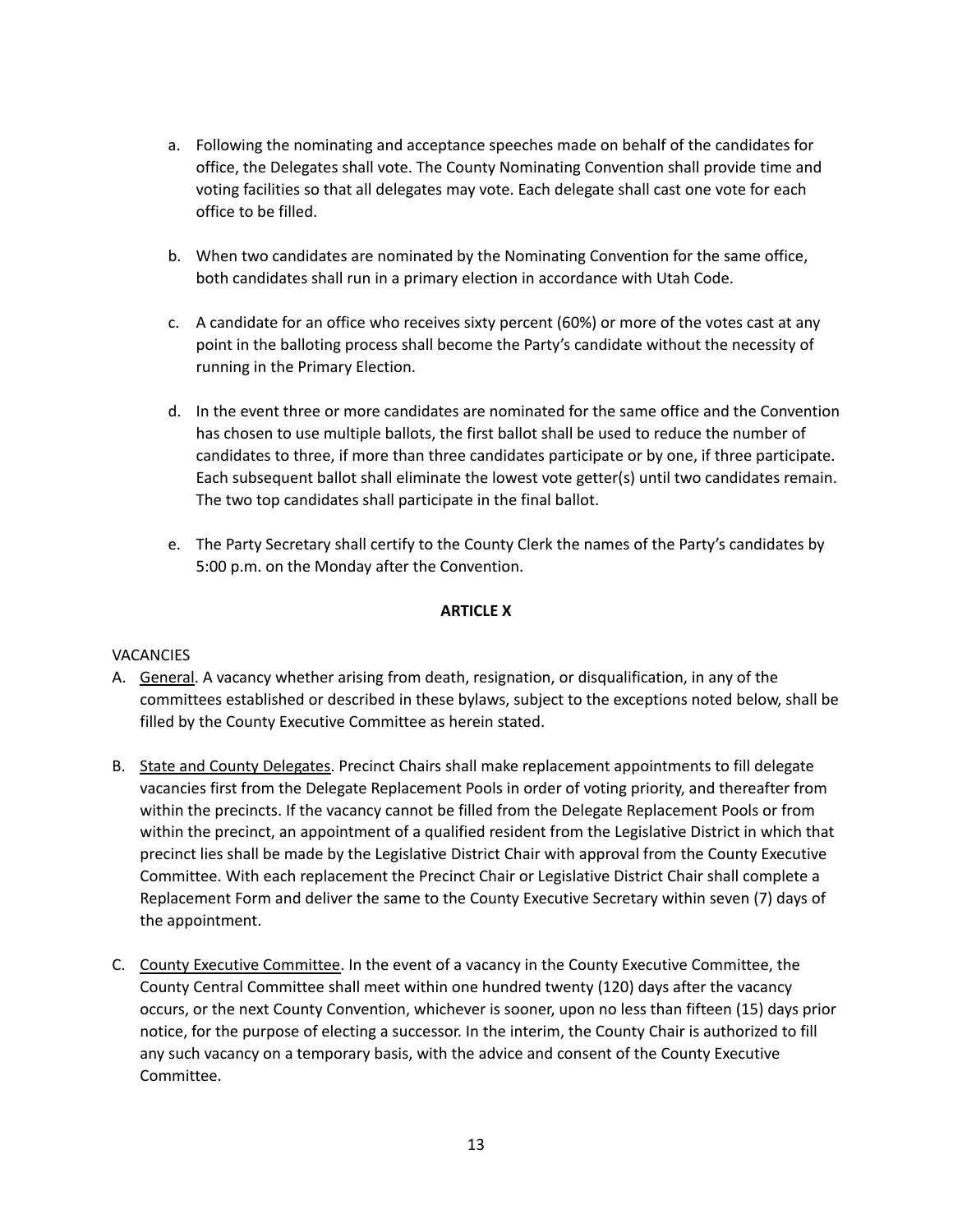a. Following the nominating and acceptance speeches made on behalf of the candidates for office, the Delegates shall vote. The County Nominating Convention shall provide time and voting facilities so that all delegates may vote. Each delegate shall cast one vote for each office to be filled.

b. When two candidates are nominated by the Nominating Convention for the same office, both candidates shall run in a primary election in accordance with Utah Code.

c. A candidate for an office who receives sixty percent (60%) or more of the votes cast at any point in the balloting process shall become the Party's candidate without the necessity of running in the Primary Election.

d. In the event three or more candidates are nominated for the same office and the Convention has chosen to use multiple ballots, the first ballot shall be used to reduce the number of candidates to three, if more than three candidates participate or by one, if three participate. Each subsequent ballot shall eliminate the lowest vote getter(s) until two candidates remain. The two top candidates shall participate in the final ballot.

e. The Party Secretary shall certify to the County Clerk the names of the Party's candidates by 5:00 p.m. on the Monday after the Convention.

## ARTICLE X

VACANCIES

A. General. A vacancy whether arising from death, resignation, or disqualification, in any of the committees established or described in these bylaws, subject to the exceptions noted below, shall be filled by the County Executive Committee as herein stated.

B. State and County Delegates. Precinct Chairs shall make replacement appointments to fill delegate vacancies first from the Delegate Replacement Pools in order of voting priority, and thereafter from within the precincts. If the vacancy cannot be filled from the Delegate Replacement Pools or from within the precinct, an appointment of a qualified resident from the Legislative District in which that precinct lies shall be made by the Legislative District Chair with approval from the County Executive Committee. With each replacement the Precinct Chair or Legislative District Chair shall complete a Replacement Form and deliver the same to the County Executive Secretary within seven (7) days of the appointment.

C. County Executive Committee. In the event of a vacancy in the County Executive Committee, the County Central Committee shall meet within one hundred twenty (120) days after the vacancy occurs, or the next County Convention, whichever is sooner, upon no less than fifteen (15) days prior notice, for the purpose of electing a successor. In the interim, the County Chair is authorized to fill any such vacancy on a temporary basis, with the advice and consent of the County Executive Committee.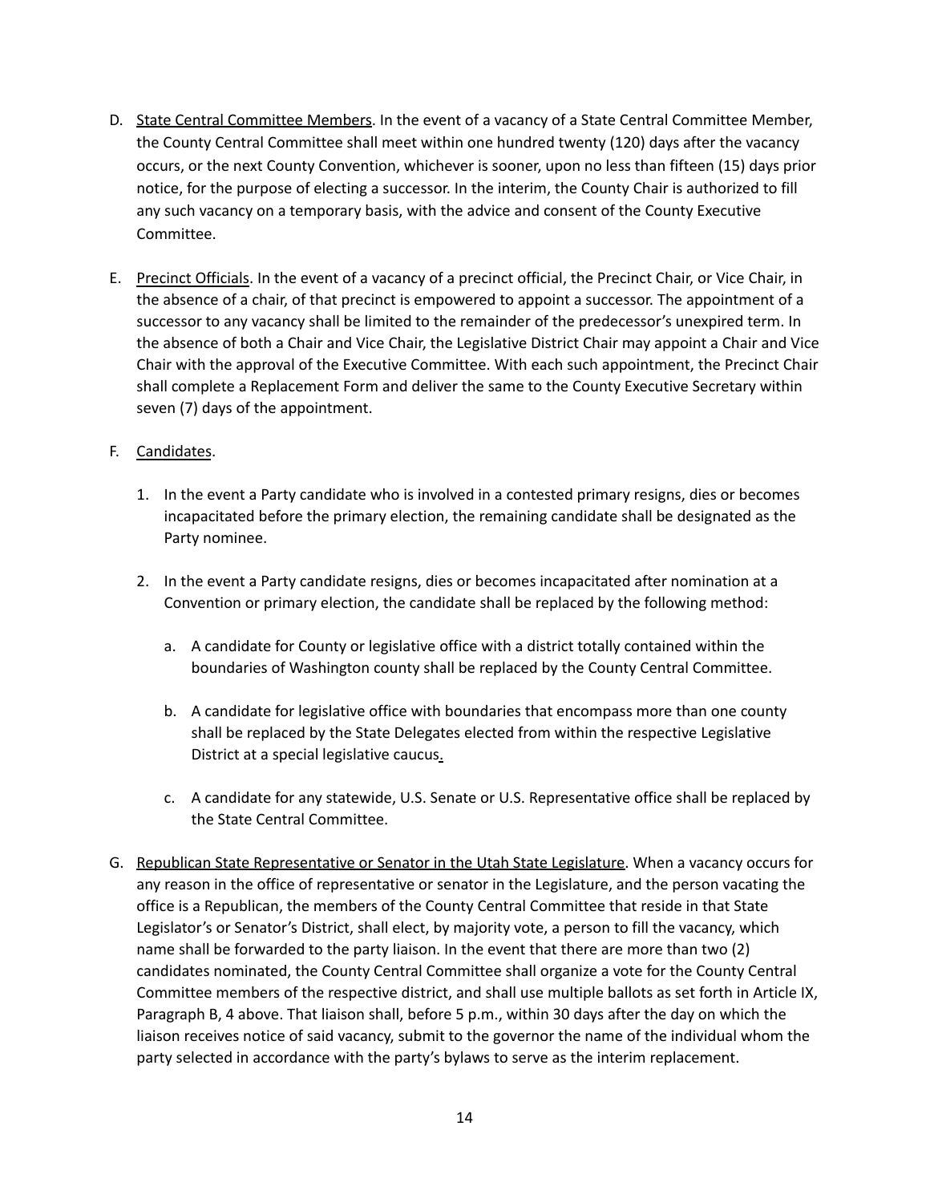D. State Central Committee Members. In the event of a vacancy of a State Central Committee Member, the County Central Committee shall meet within one hundred twenty (120) days after the vacancy occurs, or the next County Convention, whichever is sooner, upon no less than fifteen (15) days prior notice, for the purpose of electing a successor. In the interim, the County Chair is authorized to fill any such vacancy on a temporary basis, with the advice and consent of the County Executive Committee.

E. Precinct Officials. In the event of a vacancy of a precinct official, the Precinct Chair, or Vice Chair, in the absence of a chair, of that precinct is empowered to appoint a successor. The appointment of a successor to any vacancy shall be limited to the remainder of the predecessor's unexpired term. In the absence of both a Chair and Vice Chair, the Legislative District Chair may appoint a Chair and Vice Chair with the approval of the Executive Committee. With each such appointment, the Precinct Chair shall complete a Replacement Form and deliver the same to the County Executive Secretary within seven (7) days of the appointment.

F. Candidates.

1. In the event a Party candidate who is involved in a contested primary resigns, dies or becomes incapacitated before the primary election, the remaining candidate shall be designated as the Party nominee.

2. In the event a Party candidate resigns, dies or becomes incapacitated after nomination at a Convention or primary election, the candidate shall be replaced by the following method:

   a. A candidate for County or legislative office with a district totally contained within the boundaries of Washington county shall be replaced by the County Central Committee.

   b. A candidate for legislative office with boundaries that encompass more than one county shall be replaced by the State Delegates elected from within the respective Legislative District at a special legislative caucus.

   c. A candidate for any statewide, U.S. Senate or U.S. Representative office shall be replaced by the State Central Committee.

G. Republican State Representative or Senator in the Utah State Legislature. When a vacancy occurs for any reason in the office of representative or senator in the Legislature, and the person vacating the office is a Republican, the members of the County Central Committee that reside in that State Legislator's or Senator's District, shall elect, by majority vote, a person to fill the vacancy, which name shall be forwarded to the party liaison. In the event that there are more than two (2) candidates nominated, the County Central Committee shall organize a vote for the County Central Committee members of the respective district, and shall use multiple ballots as set forth in Article IX, Paragraph B, 4 above. That liaison shall, before 5 p.m., within 30 days after the day on which the liaison receives notice of said vacancy, submit to the governor the name of the individual whom the party selected in accordance with the party's bylaws to serve as the interim replacement.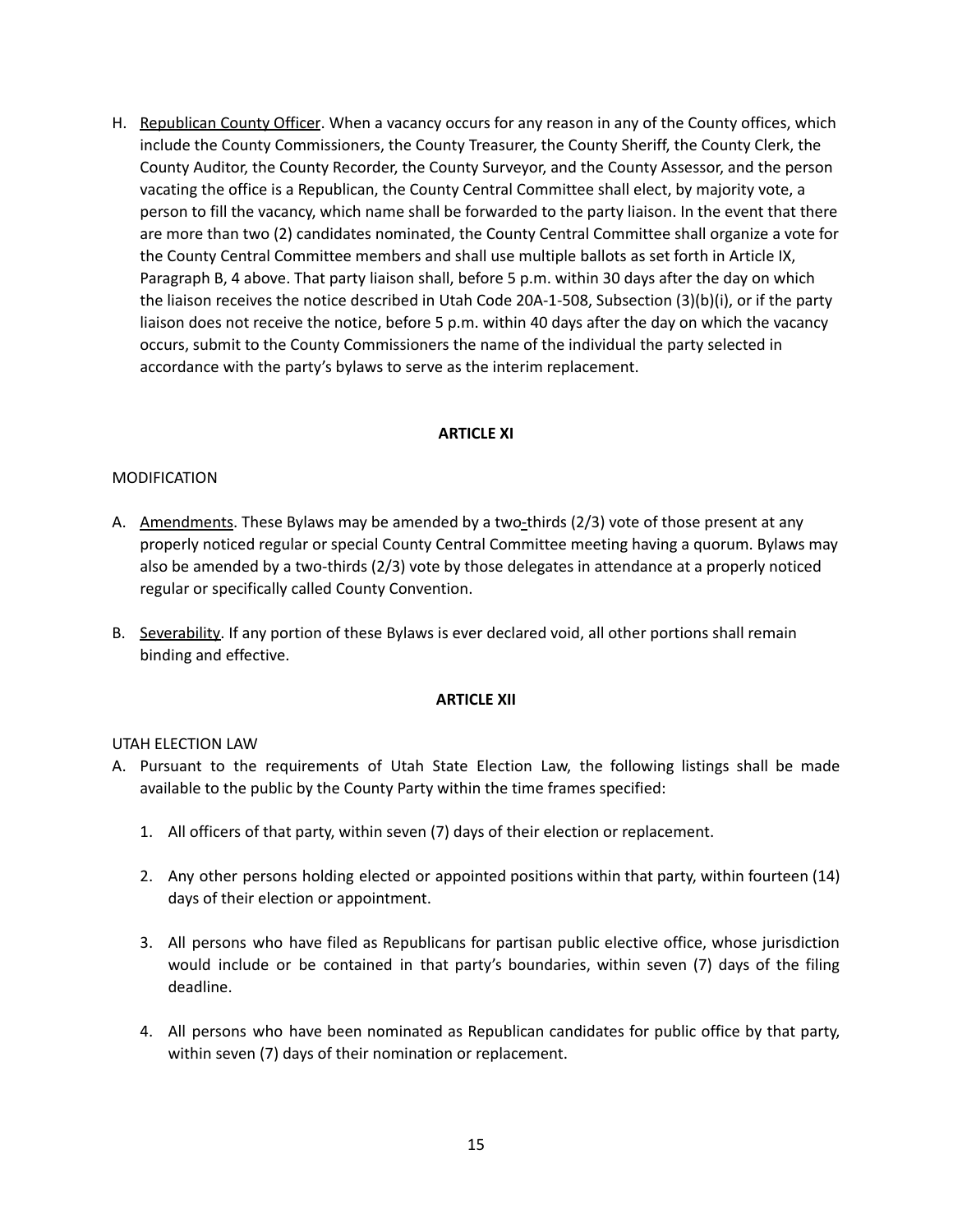H. Republican County Officer. When a vacancy occurs for any reason in any of the County offices, which include the County Commissioners, the County Treasurer, the County Sheriff, the County Clerk, the County Auditor, the County Recorder, the County Surveyor, and the County Assessor, and the person vacating the office is a Republican, the County Central Committee shall elect, by majority vote, a person to fill the vacancy, which name shall be forwarded to the party liaison. In the event that there are more than two (2) candidates nominated, the County Central Committee shall organize a vote for the County Central Committee members and shall use multiple ballots as set forth in Article IX, Paragraph B, 4 above. That party liaison shall, before 5 p.m. within 30 days after the day on which the liaison receives the notice described in Utah Code 20A-1-508, Subsection (3)(b)(i), or if the party liaison does not receive the notice, before 5 p.m. within 40 days after the day on which the vacancy occurs, submit to the County Commissioners the name of the individual the party selected in accordance with the party's bylaws to serve as the interim replacement.

## ARTICLE XI

MODIFICATION

A. Amendments. These Bylaws may be amended by a two-thirds (2/3) vote of those present at any properly noticed regular or special County Central Committee meeting having a quorum. Bylaws may also be amended by a two-thirds (2/3) vote by those delegates in attendance at a properly noticed regular or specifically called County Convention.

B. Severability. If any portion of these Bylaws is ever declared void, all other portions shall remain binding and effective.

## ARTICLE XII

UTAH ELECTION LAW

A. Pursuant to the requirements of Utah State Election Law, the following listings shall be made available to the public by the County Party within the time frames specified:

   1. All officers of that party, within seven (7) days of their election or replacement.

   2. Any other persons holding elected or appointed positions within that party, within fourteen (14) days of their election or appointment.

   3. All persons who have filed as Republicans for partisan public elective office, whose jurisdiction would include or be contained in that party's boundaries, within seven (7) days of the filing deadline.

   4. All persons who have been nominated as Republican candidates for public office by that party, within seven (7) days of their nomination or replacement.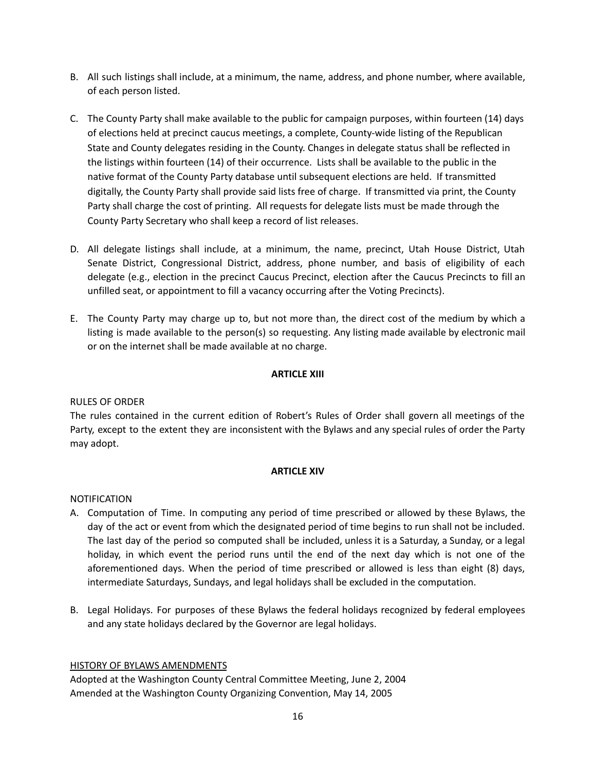B. All such listings shall include, at a minimum, the name, address, and phone number, where available, of each person listed.

C. The County Party shall make available to the public for campaign purposes, within fourteen (14) days of elections held at precinct caucus meetings, a complete, County-wide listing of the Republican State and County delegates residing in the County. Changes in delegate status shall be reflected in the listings within fourteen (14) of their occurrence. Lists shall be available to the public in the native format of the County Party database until subsequent elections are held. If transmitted digitally, the County Party shall provide said lists free of charge. If transmitted via print, the County Party shall charge the cost of printing. All requests for delegate lists must be made through the County Party Secretary who shall keep a record of list releases.

D. All delegate listings shall include, at a minimum, the name, precinct, Utah House District, Utah Senate District, Congressional District, address, phone number, and basis of eligibility of each delegate (e.g., election in the precinct Caucus Precinct, election after the Caucus Precincts to fill an unfilled seat, or appointment to fill a vacancy occurring after the Voting Precincts).

E. The County Party may charge up to, but not more than, the direct cost of the medium by which a listing is made available to the person(s) so requesting. Any listing made available by electronic mail or on the internet shall be made available at no charge.

**ARTICLE XIII**

RULES OF ORDER

The rules contained in the current edition of Robert's Rules of Order shall govern all meetings of the Party, except to the extent they are inconsistent with the Bylaws and any special rules of order the Party may adopt.

**ARTICLE XIV**

NOTIFICATION

A. Computation of Time. In computing any period of time prescribed or allowed by these Bylaws, the day of the act or event from which the designated period of time begins to run shall not be included. The last day of the period so computed shall be included, unless it is a Saturday, a Sunday, or a legal holiday, in which event the period runs until the end of the next day which is not one of the aforementioned days. When the period of time prescribed or allowed is less than eight (8) days, intermediate Saturdays, Sundays, and legal holidays shall be excluded in the computation.

B. Legal Holidays. For purposes of these Bylaws the federal holidays recognized by federal employees and any state holidays declared by the Governor are legal holidays.

<u>HISTORY OF BYLAWS AMENDMENTS</u>

Adopted at the Washington County Central Committee Meeting, June 2, 2004

Amended at the Washington County Organizing Convention, May 14, 2005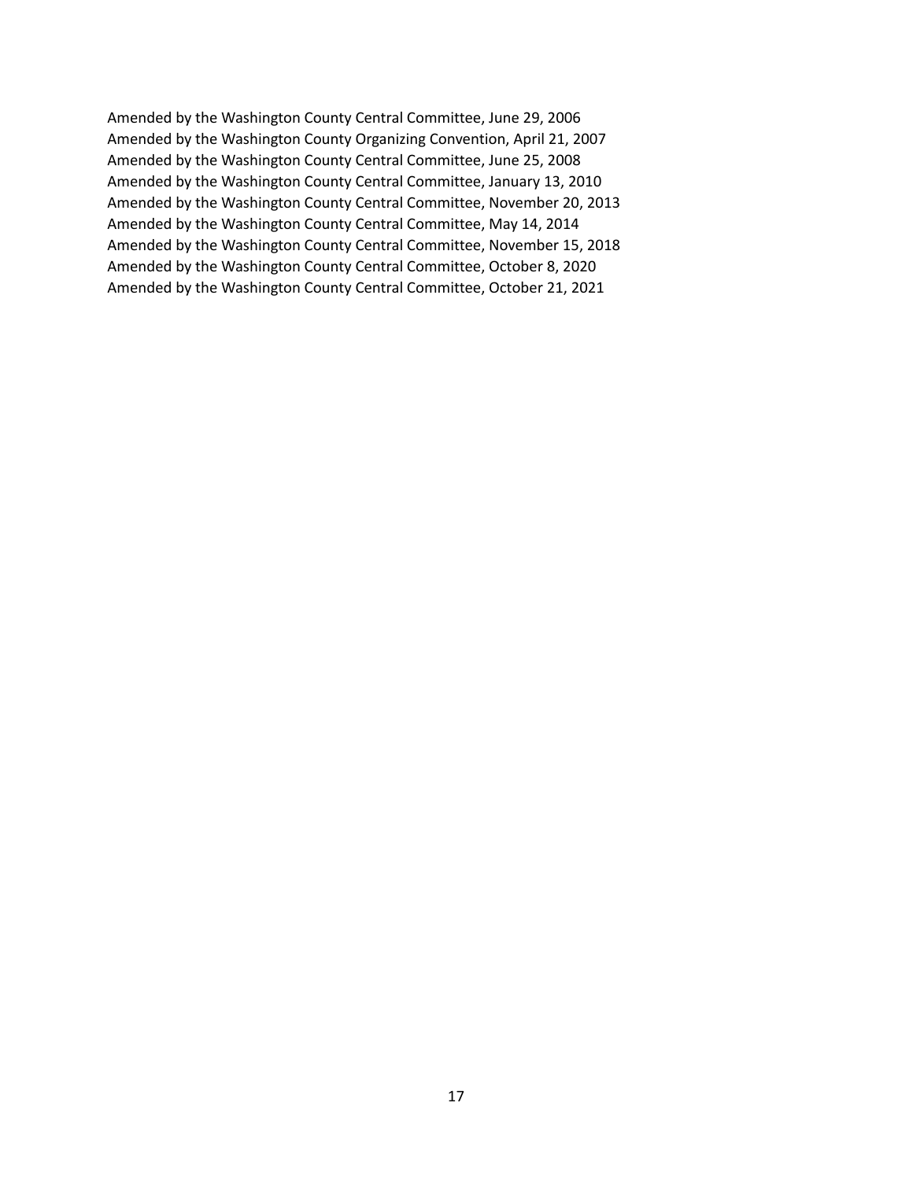Amended by the Washington County Central Committee, June 29, 2006
Amended by the Washington County Organizing Convention, April 21, 2007
Amended by the Washington County Central Committee, June 25, 2008
Amended by the Washington County Central Committee, January 13, 2010
Amended by the Washington County Central Committee, November 20, 2013
Amended by the Washington County Central Committee, May 14, 2014
Amended by the Washington County Central Committee, November 15, 2018
Amended by the Washington County Central Committee, October 8, 2020
Amended by the Washington County Central Committee, October 21, 2021